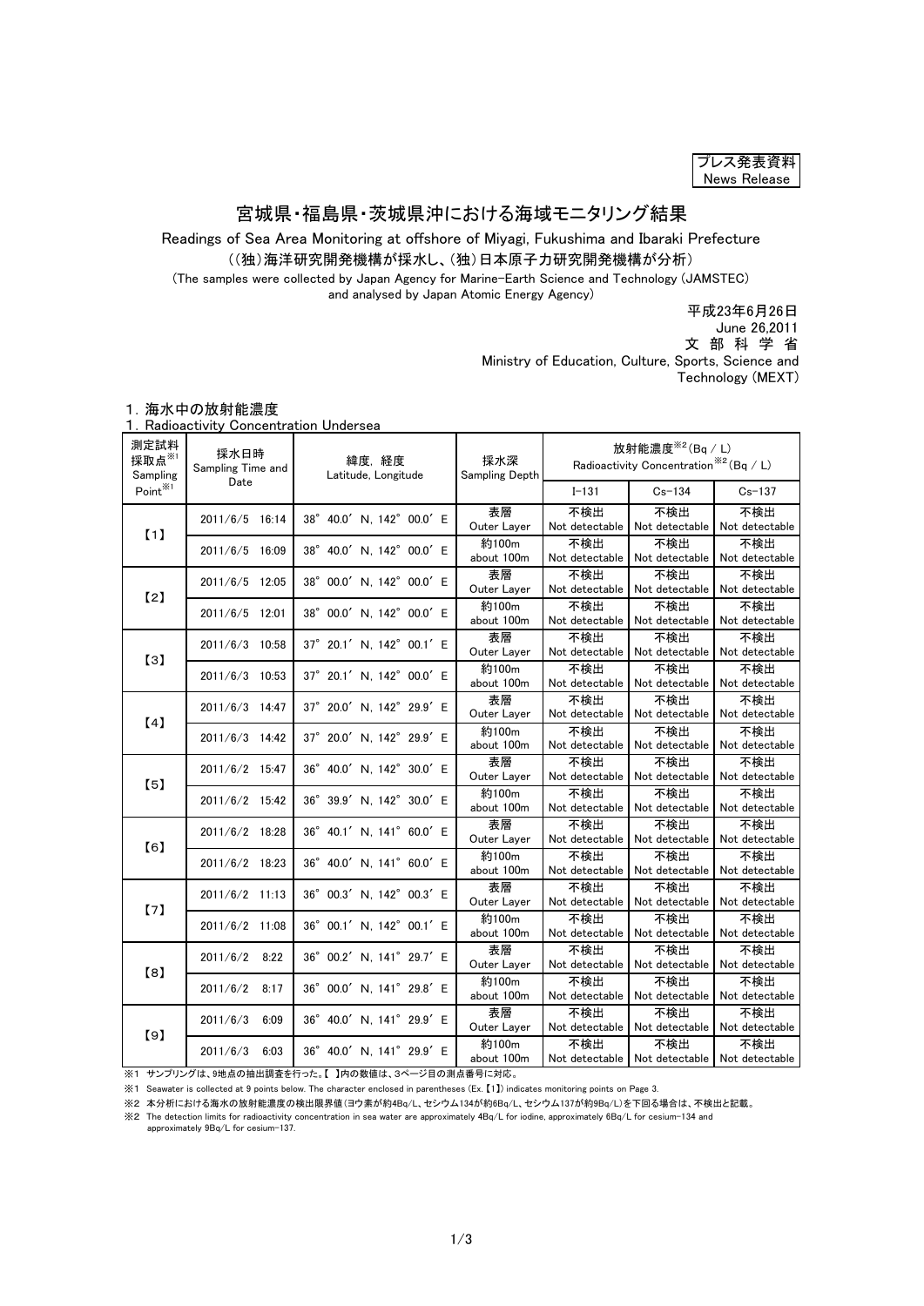プレス発表資料
News Release

# 宮城県・福島県・茨城県沖における海域モニタリング結果

Readings of Sea Area Monitoring at offshore of Miyagi, Fukushima and Ibaraki Prefecture

（(独)海洋研究開発機構が採水し、(独)日本原子力研究開発機構が分析）

(The samples were collected by Japan Agency for Marine-Earth Science and Technology (JAMSTEC) and analysed by Japan Atomic Energy Agency)

平成23年6月26日
June 26,2011
文 部 科 学 省
Ministry of Education, Culture, Sports, Science and Technology (MEXT)

## 1. 海水中の放射能濃度
## 1. Radioactivity Concentration Undersea

| 測定試料採取点※1 Sampling Point※1 | 採水日時 Sampling Time and Date | 緯度, 経度 Latitude, Longitude | 採水深 Sampling Depth | 放射能濃度※2 (Bq / L) Radioactivity Concentration※2 (Bq / L) | | |
|---|---|---|---|---|---|---|
| | | | | I-131 | Cs-134 | Cs-137 |
| 【1】 | 2011/6/5 16:14 | 38° 40.0′ N, 142° 00.0′ E | 表層 Outer Layer | 不検出 Not detectable | 不検出 Not detectable | 不検出 Not detectable |
| | 2011/6/5 16:09 | 38° 40.0′ N, 142° 00.0′ E | 約100m about 100m | 不検出 Not detectable | 不検出 Not detectable | 不検出 Not detectable |
| 【2】 | 2011/6/5 12:05 | 38° 00.0′ N, 142° 00.0′ E | 表層 Outer Layer | 不検出 Not detectable | 不検出 Not detectable | 不検出 Not detectable |
| | 2011/6/5 12:01 | 38° 00.0′ N, 142° 00.0′ E | 約100m about 100m | 不検出 Not detectable | 不検出 Not detectable | 不検出 Not detectable |
| 【3】 | 2011/6/3 10:58 | 37° 20.1′ N, 142° 00.1′ E | 表層 Outer Layer | 不検出 Not detectable | 不検出 Not detectable | 不検出 Not detectable |
| | 2011/6/3 10:53 | 37° 20.1′ N, 142° 00.0′ E | 約100m about 100m | 不検出 Not detectable | 不検出 Not detectable | 不検出 Not detectable |
| 【4】 | 2011/6/3 14:47 | 37° 20.0′ N, 142° 29.9′ E | 表層 Outer Layer | 不検出 Not detectable | 不検出 Not detectable | 不検出 Not detectable |
| | 2011/6/3 14:42 | 37° 20.0′ N, 142° 29.9′ E | 約100m about 100m | 不検出 Not detectable | 不検出 Not detectable | 不検出 Not detectable |
| 【5】 | 2011/6/2 15:47 | 36° 40.0′ N, 142° 30.0′ E | 表層 Outer Layer | 不検出 Not detectable | 不検出 Not detectable | 不検出 Not detectable |
| | 2011/6/2 15:42 | 36° 39.9′ N, 142° 30.0′ E | 約100m about 100m | 不検出 Not detectable | 不検出 Not detectable | 不検出 Not detectable |
| 【6】 | 2011/6/2 18:28 | 36° 40.1′ N, 141° 60.0′ E | 表層 Outer Layer | 不検出 Not detectable | 不検出 Not detectable | 不検出 Not detectable |
| | 2011/6/2 18:23 | 36° 40.0′ N, 141° 60.0′ E | 約100m about 100m | 不検出 Not detectable | 不検出 Not detectable | 不検出 Not detectable |
| 【7】 | 2011/6/2 11:13 | 36° 00.3′ N, 142° 00.3′ E | 表層 Outer Layer | 不検出 Not detectable | 不検出 Not detectable | 不検出 Not detectable |
| | 2011/6/2 11:08 | 36° 00.1′ N, 142° 00.1′ E | 約100m about 100m | 不検出 Not detectable | 不検出 Not detectable | 不検出 Not detectable |
| 【8】 | 2011/6/2 8:22 | 36° 00.2′ N, 141° 29.7′ E | 表層 Outer Layer | 不検出 Not detectable | 不検出 Not detectable | 不検出 Not detectable |
| | 2011/6/2 8:17 | 36° 00.0′ N, 141° 29.8′ E | 約100m about 100m | 不検出 Not detectable | 不検出 Not detectable | 不検出 Not detectable |
| 【9】 | 2011/6/3 6:09 | 36° 40.0′ N, 141° 29.9′ E | 表層 Outer Layer | 不検出 Not detectable | 不検出 Not detectable | 不検出 Not detectable |
| | 2011/6/3 6:03 | 36° 40.0′ N, 141° 29.9′ E | 約100m about 100m | 不検出 Not detectable | 不検出 Not detectable | 不検出 Not detectable |

※1 サンプリングは、9地点の抽出調査を行った。【 】内の数値は、3ページ目の測点番号に対応。

※1 Seawater is collected at 9 points below. The character enclosed in parentheses (Ex. 【1】) indicates monitoring points on Page 3.

※2 本分析における海水の放射能濃度の検出限界値(ヨウ素が約4Bq/L、セシウム134が約6Bq/L、セシウム137が約9Bq/L)を下回る場合は、不検出と記載。

※2 The detection limits for radioactivity concentration in sea water are approximately 4Bq/L for iodine, approximately 6Bq/L for cesium-134 and approximately 9Bq/L for cesium-137.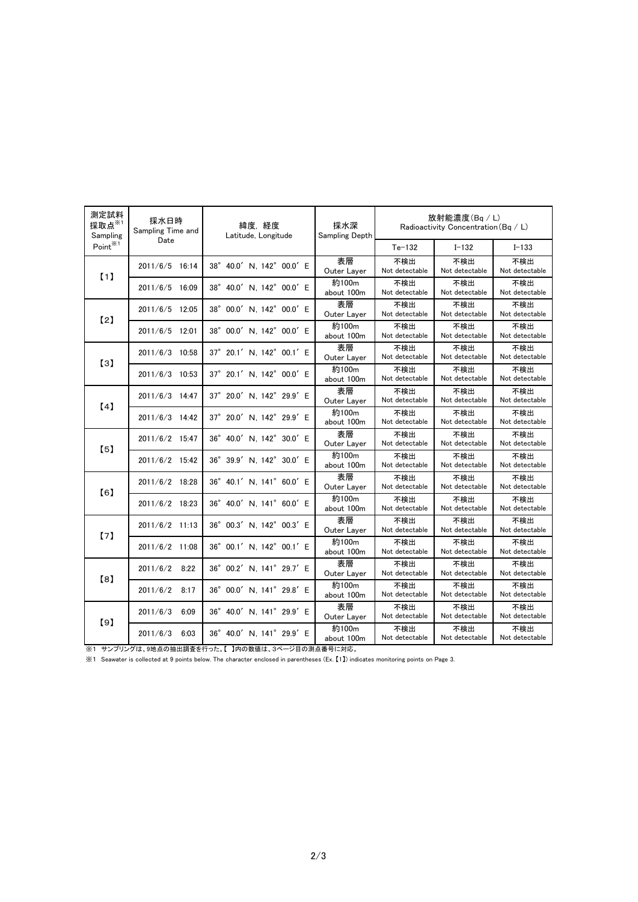| 測定試料採取点※1 Sampling Point※1 | 採水日時 Sampling Time and Date | 緯度, 経度 Latitude, Longitude | 採水深 Sampling Depth | 放射能濃度(Bq / L) Radioactivity Concentration(Bq / L) | | |
|---|---|---|---|---|---|---|
| | | | | Te-132 | I-132 | I-133 |
| 【1】 | 2011/6/5 16:14 | 38° 40.0′ N, 142° 00.0′ E | 表層 Outer Layer | 不検出 Not detectable | 不検出 Not detectable | 不検出 Not detectable |
| | 2011/6/5 16:09 | 38° 40.0′ N, 142° 00.0′ E | 約100m about 100m | 不検出 Not detectable | 不検出 Not detectable | 不検出 Not detectable |
| 【2】 | 2011/6/5 12:05 | 38° 00.0′ N, 142° 00.0′ E | 表層 Outer Layer | 不検出 Not detectable | 不検出 Not detectable | 不検出 Not detectable |
| | 2011/6/5 12:01 | 38° 00.0′ N, 142° 00.0′ E | 約100m about 100m | 不検出 Not detectable | 不検出 Not detectable | 不検出 Not detectable |
| 【3】 | 2011/6/3 10:58 | 37° 20.1′ N, 142° 00.1′ E | 表層 Outer Layer | 不検出 Not detectable | 不検出 Not detectable | 不検出 Not detectable |
| | 2011/6/3 10:53 | 37° 20.1′ N, 142° 00.0′ E | 約100m about 100m | 不検出 Not detectable | 不検出 Not detectable | 不検出 Not detectable |
| 【4】 | 2011/6/3 14:47 | 37° 20.0′ N, 142° 29.9′ E | 表層 Outer Layer | 不検出 Not detectable | 不検出 Not detectable | 不検出 Not detectable |
| | 2011/6/3 14:42 | 37° 20.0′ N, 142° 29.9′ E | 約100m about 100m | 不検出 Not detectable | 不検出 Not detectable | 不検出 Not detectable |
| 【5】 | 2011/6/2 15:47 | 36° 40.0′ N, 142° 30.0′ E | 表層 Outer Layer | 不検出 Not detectable | 不検出 Not detectable | 不検出 Not detectable |
| | 2011/6/2 15:42 | 36° 39.9′ N, 142° 30.0′ E | 約100m about 100m | 不検出 Not detectable | 不検出 Not detectable | 不検出 Not detectable |
| 【6】 | 2011/6/2 18:28 | 36° 40.1′ N, 141° 60.0′ E | 表層 Outer Layer | 不検出 Not detectable | 不検出 Not detectable | 不検出 Not detectable |
| | 2011/6/2 18:23 | 36° 40.0′ N, 141° 60.0′ E | 約100m about 100m | 不検出 Not detectable | 不検出 Not detectable | 不検出 Not detectable |
| 【7】 | 2011/6/2 11:13 | 36° 00.3′ N, 142° 00.3′ E | 表層 Outer Layer | 不検出 Not detectable | 不検出 Not detectable | 不検出 Not detectable |
| | 2011/6/2 11:08 | 36° 00.1′ N, 142° 00.1′ E | 約100m about 100m | 不検出 Not detectable | 不検出 Not detectable | 不検出 Not detectable |
| 【8】 | 2011/6/2 8:22 | 36° 00.2′ N, 141° 29.7′ E | 表層 Outer Layer | 不検出 Not detectable | 不検出 Not detectable | 不検出 Not detectable |
| | 2011/6/2 8:17 | 36° 00.0′ N, 141° 29.8′ E | 約100m about 100m | 不検出 Not detectable | 不検出 Not detectable | 不検出 Not detectable |
| 【9】 | 2011/6/3 6:09 | 36° 40.0′ N, 141° 29.9′ E | 表層 Outer Layer | 不検出 Not detectable | 不検出 Not detectable | 不検出 Not detectable |
| | 2011/6/3 6:03 | 36° 40.0′ N, 141° 29.9′ E | 約100m about 100m | 不検出 Not detectable | 不検出 Not detectable | 不検出 Not detectable |

※1 サンプリングは、9地点の抽出調査を行った。【 】内の数値は、3ページ目の測点番号に対応。

※1 Seawater is collected at 9 points below. The character enclosed in parentheses (Ex. 【1】) indicates monitoring points on Page 3.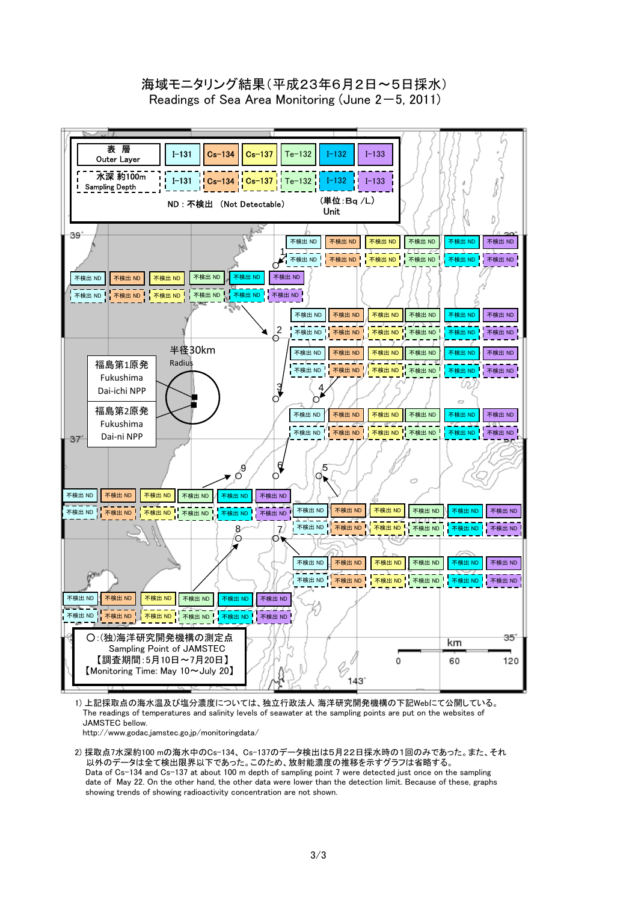# 海域モニタリング結果（平成23年6月2日～5日採水）
Readings of Sea Area Monitoring (June 2－5, 2011)

| | I-131 | Cs-134 | Cs-137 | Te-132 | I-132 | I-133 |
|---|---|---|---|---|---|---|
| 表　層 Outer Layer | | | | | | |
| 水深 約100m Sampling Depth | | | | | | |

ND：不検出　(Not Detectable)

(単位：Bq /L) Unit

| 採取点 | 層 | I-131 | Cs-134 | Cs-137 | Te-132 | I-132 | I-133 |
|---|---|---|---|---|---|---|---|
| 1 | 表層 | 不検出 ND | 不検出 ND | 不検出 ND | 不検出 ND | 不検出 ND | 不検出 ND |
| 1 | 水深 約100m | 不検出 ND | 不検出 ND | 不検出 ND | 不検出 ND | 不検出 ND | 不検出 ND |
| 2 | 表層 | 不検出 ND | 不検出 ND | 不検出 ND | 不検出 ND | 不検出 ND | 不検出 ND |
| 2 | 水深 約100m | 不検出 ND | 不検出 ND | 不検出 ND | 不検出 ND | 不検出 ND | 不検出 ND |
| 3 | 表層 | 不検出 ND | 不検出 ND | 不検出 ND | 不検出 ND | 不検出 ND | 不検出 ND |
| 3 | 水深 約100m | 不検出 ND | 不検出 ND | 不検出 ND | 不検出 ND | 不検出 ND | 不検出 ND |
| 4 | 表層 | 不検出 ND | 不検出 ND | 不検出 ND | 不検出 ND | 不検出 ND | 不検出 ND |
| 4 | 水深 約100m | 不検出 ND | 不検出 ND | 不検出 ND | 不検出 ND | 不検出 ND | 不検出 ND |
| 5 | 表層 | 不検出 ND | 不検出 ND | 不検出 ND | 不検出 ND | 不検出 ND | 不検出 ND |
| 5 | 水深 約100m | 不検出 ND | 不検出 ND | 不検出 ND | 不検出 ND | 不検出 ND | 不検出 ND |
| 6 | 表層 | 不検出 ND | 不検出 ND | 不検出 ND | 不検出 ND | 不検出 ND | 不検出 ND |
| 6 | 水深 約100m | 不検出 ND | 不検出 ND | 不検出 ND | 不検出 ND | 不検出 ND | 不検出 ND |
| 7 | 表層 | 不検出 ND | 不検出 ND | 不検出 ND | 不検出 ND | 不検出 ND | 不検出 ND |
| 7 | 水深 約100m | 不検出 ND | 不検出 ND | 不検出 ND | 不検出 ND | 不検出 ND | 不検出 ND |
| 8 | 表層 | 不検出 ND | 不検出 ND | 不検出 ND | 不検出 ND | 不検出 ND | 不検出 ND |
| 8 | 水深 約100m | 不検出 ND | 不検出 ND | 不検出 ND | 不検出 ND | 不検出 ND | 不検出 ND |
| 9 | 表層 | 不検出 ND | 不検出 ND | 不検出 ND | 不検出 ND | 不検出 ND | 不検出 ND |
| 9 | 水深 約100m | 不検出 ND | 不検出 ND | 不検出 ND | 不検出 ND | 不検出 ND | 不検出 ND |

39°

37°

35°

143°

半径30km
Radius

福島第1原発
Fukushima
Dai-ichi NPP

福島第2原発
Fukushima
Dai-ni NPP

km
0　60　120

○:(独)海洋研究開発機構の測定点
Sampling Point of JAMSTEC
【調査期間:5月10日～7月20日】
【Monitoring Time: May 10～July 20】

1) 上記採取点の海水温及び塩分濃度については、独立行政法人 海洋研究開発機構の下記Webにて公開している。
The readings of temperatures and salinity levels of seawater at the sampling points are put on the websites of JAMSTEC bellow.
http://www.godac.jamstec.go.jp/monitoringdata/

2) 採取点7水深約100 mの海水中のCs-134、Cs-137のデータ検出は5月22日採水時の1回のみであった。また、それ以外のデータは全て検出限界以下であった。このため、放射能濃度の推移を示すグラフは省略する。
Data of Cs-134 and Cs-137 at about 100 m depth of sampling point 7 were detected just once on the sampling date of May 22. On the other hand, the other data were lower than the detection limit. Because of these, graphs showing trends of showing radioactivity concentration are not shown.